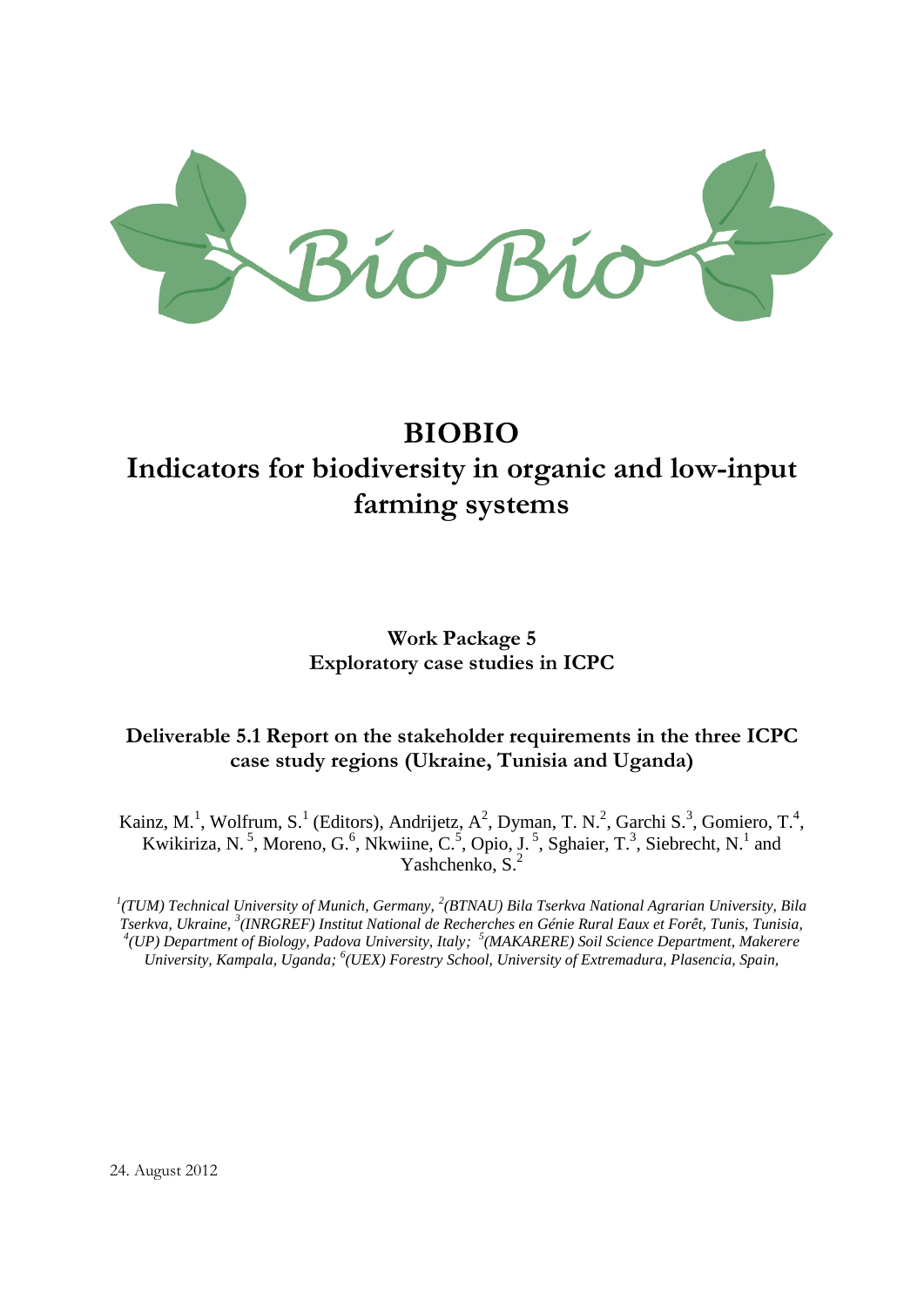# BIOBIO

# Indicators for biodiversity in organic and low-input farming systems

**Work Package 5**
**Exploratory case studies in ICPC**

**Deliverable 5.1 Report on the stakeholder requirements in the three ICPC case study regions (Ukraine, Tunisia and Uganda)**

Kainz, M.[1], Wolfrum, S.[1] (Editors), Andrijetz, A[2], Dyman, T. N.[2], Garchi S.[3], Gomiero, T.[4], Kwikiriza, N.[5], Moreno, G.[6], Nkwiine, C.[5], Opio, J.[5], Sghaier, T.[3], Siebrecht, N.[1] and Yashchenko, S.[2]

*[1](TUM) Technical University of Munich, Germany, [2](BTNAU) Bila Tserkva National Agrarian University, Bila Tserkva, Ukraine, [3](INRGREF) Institut National de Recherches en Génie Rural Eaux et Forêt, Tunis, Tunisia, [4](UP) Department of Biology, Padova University, Italy; [5](MAKARERE) Soil Science Department, Makerere University, Kampala, Uganda; [6](UEX) Forestry School, University of Extremadura, Plasencia, Spain,*

24. August 2012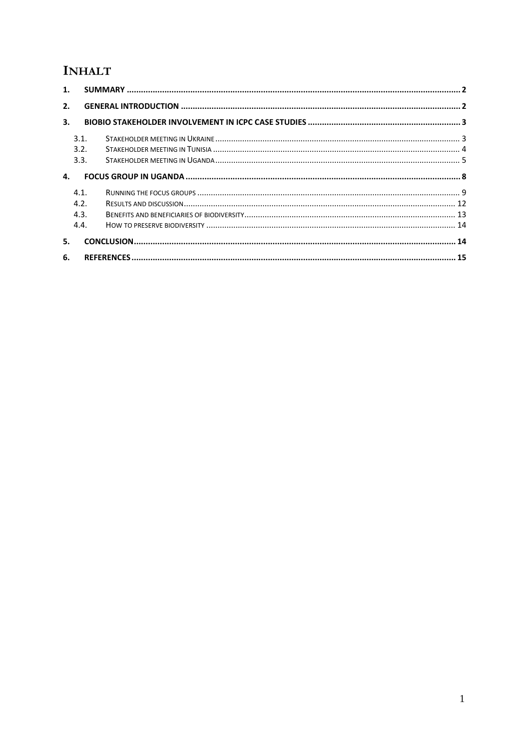# Inhalt

1. SUMMARY ..... 2
2. GENERAL INTRODUCTION ..... 2
3. BIOBIO STAKEHOLDER INVOLVEMENT IN ICPC CASE STUDIES ..... 3
   - 3.1. Stakeholder meeting in Ukraine ..... 3
   - 3.2. Stakeholder meeting in Tunisia ..... 4
   - 3.3. Stakeholder meeting in Uganda ..... 5
4. FOCUS GROUP IN UGANDA ..... 8
   - 4.1. Running the focus groups ..... 9
   - 4.2. Results and discussion ..... 12
   - 4.3. Benefits and beneficiaries of biodiversity ..... 13
   - 4.4. How to preserve biodiversity ..... 14
5. CONCLUSION ..... 14
6. REFERENCES ..... 15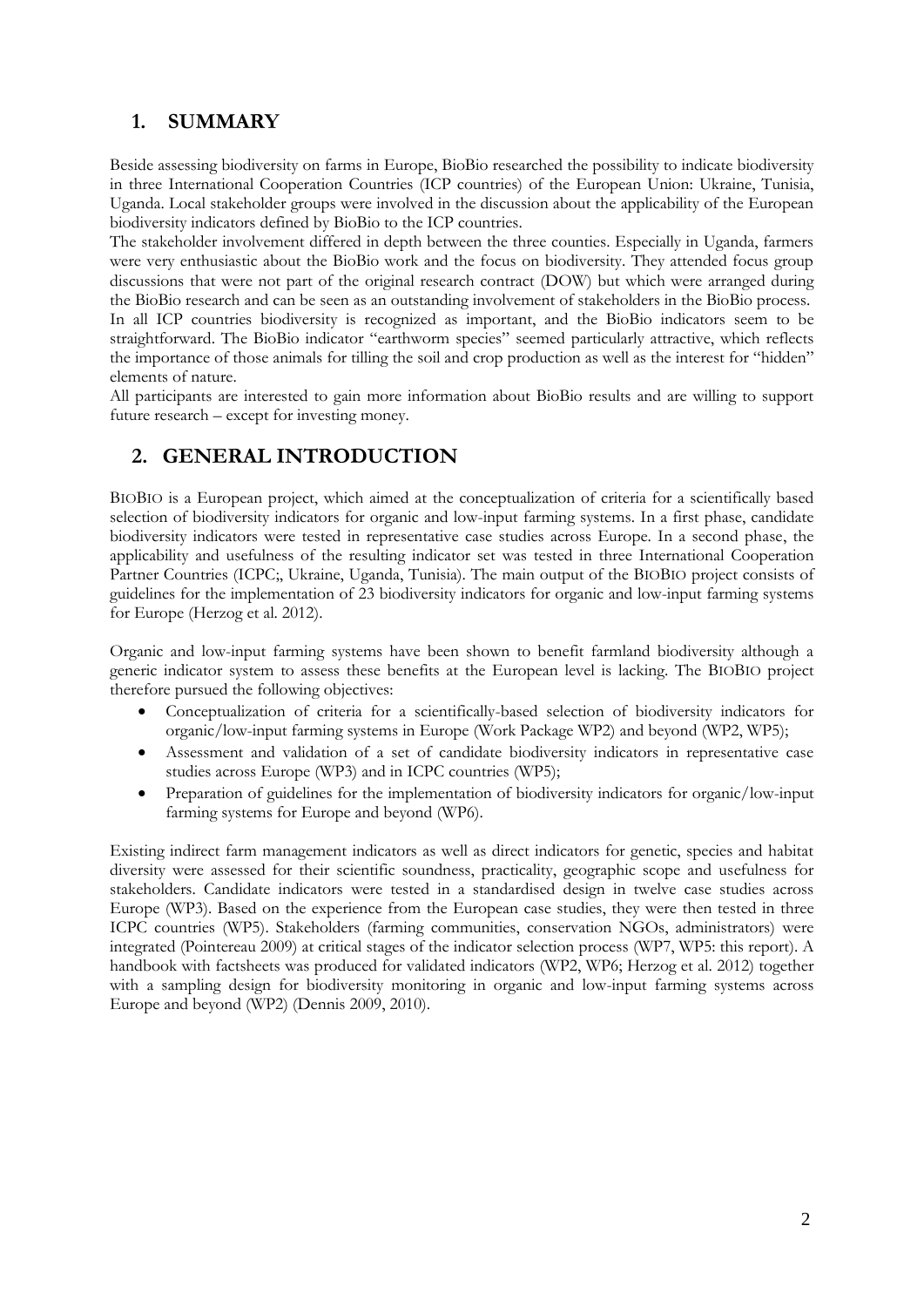## 1. SUMMARY

Beside assessing biodiversity on farms in Europe, BioBio researched the possibility to indicate biodiversity in three International Cooperation Countries (ICP countries) of the European Union: Ukraine, Tunisia, Uganda. Local stakeholder groups were involved in the discussion about the applicability of the European biodiversity indicators defined by BioBio to the ICP countries.

The stakeholder involvement differed in depth between the three counties. Especially in Uganda, farmers were very enthusiastic about the BioBio work and the focus on biodiversity. They attended focus group discussions that were not part of the original research contract (DOW) but which were arranged during the BioBio research and can be seen as an outstanding involvement of stakeholders in the BioBio process.

In all ICP countries biodiversity is recognized as important, and the BioBio indicators seem to be straightforward. The BioBio indicator "earthworm species" seemed particularly attractive, which reflects the importance of those animals for tilling the soil and crop production as well as the interest for "hidden" elements of nature.

All participants are interested to gain more information about BioBio results and are willing to support future research – except for investing money.

## 2. GENERAL INTRODUCTION

BIOBIO is a European project, which aimed at the conceptualization of criteria for a scientifically based selection of biodiversity indicators for organic and low-input farming systems. In a first phase, candidate biodiversity indicators were tested in representative case studies across Europe. In a second phase, the applicability and usefulness of the resulting indicator set was tested in three International Cooperation Partner Countries (ICPC;, Ukraine, Uganda, Tunisia). The main output of the BIOBIO project consists of guidelines for the implementation of 23 biodiversity indicators for organic and low-input farming systems for Europe (Herzog et al. 2012).

Organic and low-input farming systems have been shown to benefit farmland biodiversity although a generic indicator system to assess these benefits at the European level is lacking. The BIOBIO project therefore pursued the following objectives:

- Conceptualization of criteria for a scientifically-based selection of biodiversity indicators for organic/low-input farming systems in Europe (Work Package WP2) and beyond (WP2, WP5);
- Assessment and validation of a set of candidate biodiversity indicators in representative case studies across Europe (WP3) and in ICPC countries (WP5);
- Preparation of guidelines for the implementation of biodiversity indicators for organic/low-input farming systems for Europe and beyond (WP6).

Existing indirect farm management indicators as well as direct indicators for genetic, species and habitat diversity were assessed for their scientific soundness, practicality, geographic scope and usefulness for stakeholders. Candidate indicators were tested in a standardised design in twelve case studies across Europe (WP3). Based on the experience from the European case studies, they were then tested in three ICPC countries (WP5). Stakeholders (farming communities, conservation NGOs, administrators) were integrated (Pointereau 2009) at critical stages of the indicator selection process (WP7, WP5: this report). A handbook with factsheets was produced for validated indicators (WP2, WP6; Herzog et al. 2012) together with a sampling design for biodiversity monitoring in organic and low-input farming systems across Europe and beyond (WP2) (Dennis 2009, 2010).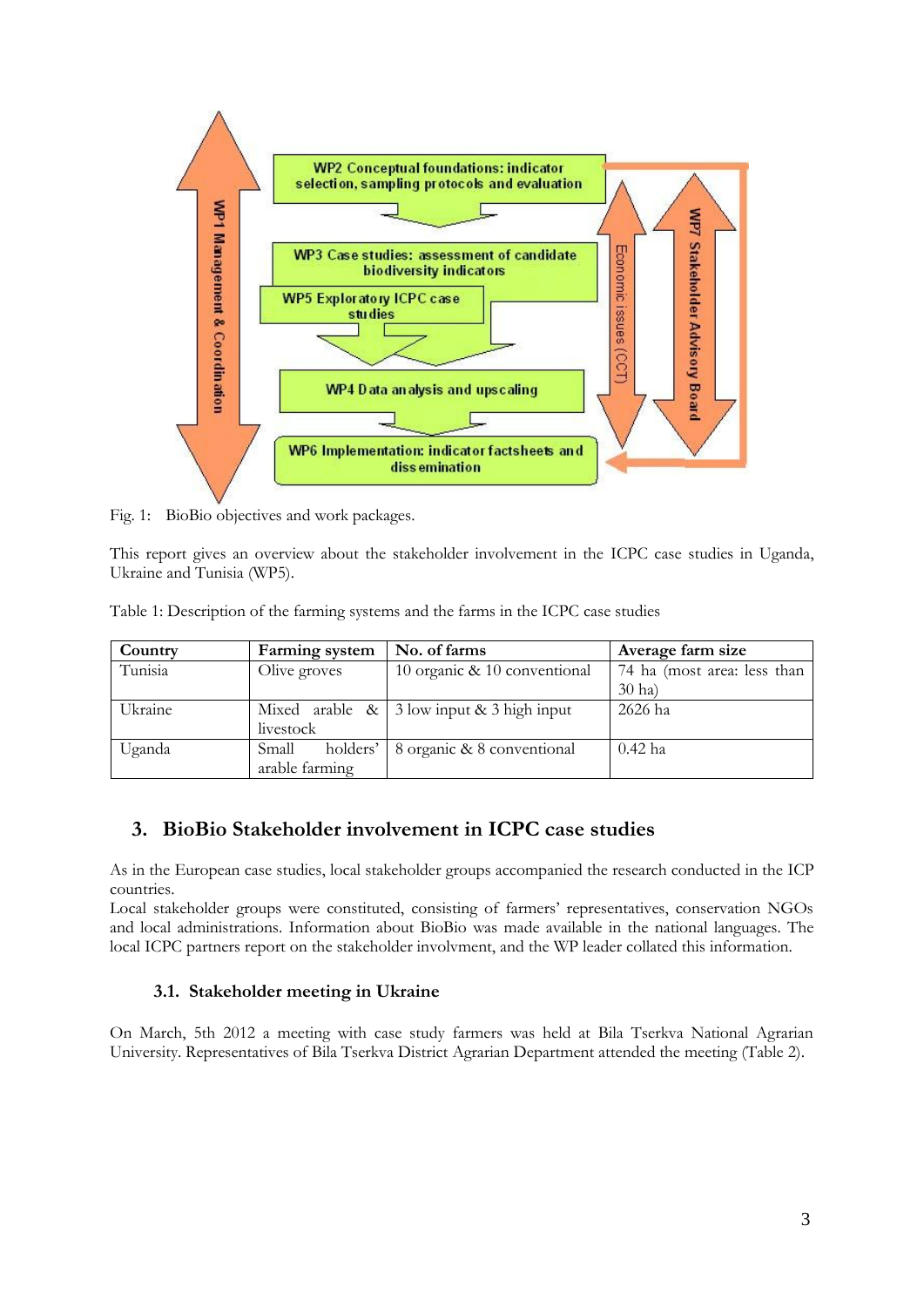WP2 Conceptual foundations: indicator selection, sampling protocols and evaluation

WP3 Case studies: assessment of candidate biodiversity indicators

WP5 Exploratory ICPC case studies

WP4 Data analysis and upscaling

WP6 Implementation: indicator factsheets and dissemination

WP1 Management & Coordination

Economic issues (CCT)

WP7 Stakeholder Advisory Board

Fig. 1: BioBio objectives and work packages.

This report gives an overview about the stakeholder involvement in the ICPC case studies in Uganda, Ukraine and Tunisia (WP5).

Table 1: Description of the farming systems and the farms in the ICPC case studies

| Country | Farming system | No. of farms | Average farm size |
|---|---|---|---|
| Tunisia | Olive groves | 10 organic & 10 conventional | 74 ha (most area: less than 30 ha) |
| Ukraine | Mixed arable & livestock | 3 low input & 3 high input | 2626 ha |
| Uganda | Small holders' arable farming | 8 organic & 8 conventional | 0.42 ha |

## 3. BioBio Stakeholder involvement in ICPC case studies

As in the European case studies, local stakeholder groups accompanied the research conducted in the ICP countries.
Local stakeholder groups were constituted, consisting of farmers' representatives, conservation NGOs and local administrations. Information about BioBio was made available in the national languages. The local ICPC partners report on the stakeholder involvment, and the WP leader collated this information.

### 3.1. Stakeholder meeting in Ukraine

On March, 5th 2012 a meeting with case study farmers was held at Bila Tserkva National Agrarian University. Representatives of Bila Tserkva District Agrarian Department attended the meeting (Table 2).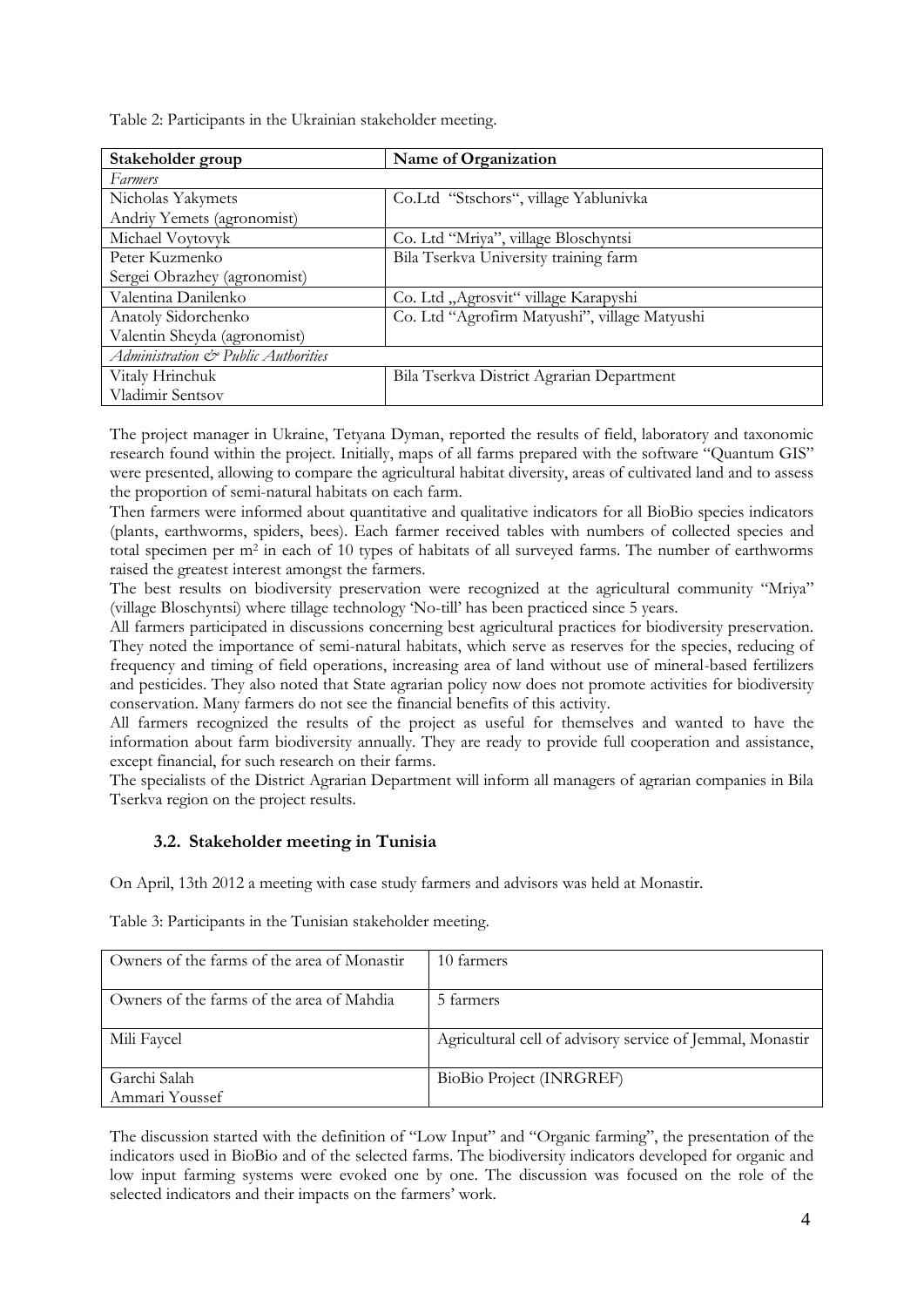Table 2: Participants in the Ukrainian stakeholder meeting.

| Stakeholder group | Name of Organization |
|---|---|
| *Farmers* | |
| Nicholas Yakymets<br>Andriy Yemets (agronomist) | Co.Ltd "Stschors", village Yablunivka |
| Michael Voytovyk | Co. Ltd "Mriya", village Bloschyntsi |
| Peter Kuzmenko<br>Sergei Obrazhey (agronomist) | Bila Tserkva University training farm |
| Valentina Danilenko | Co. Ltd „Agrosvit" village Karapyshi |
| Anatoly Sidorchenko<br>Valentin Sheyda (agronomist) | Co. Ltd "Agrofirm Matyushi", village Matyushi |
| *Administration & Public Authorities* | |
| Vitaly Hrinchuk<br>Vladimir Sentsov | Bila Tserkva District Agrarian Department |

The project manager in Ukraine, Tetyana Dyman, reported the results of field, laboratory and taxonomic research found within the project. Initially, maps of all farms prepared with the software "Quantum GIS" were presented, allowing to compare the agricultural habitat diversity, areas of cultivated land and to assess the proportion of semi-natural habitats on each farm.

Then farmers were informed about quantitative and qualitative indicators for all BioBio species indicators (plants, earthworms, spiders, bees). Each farmer received tables with numbers of collected species and total specimen per m$^2$ in each of 10 types of habitats of all surveyed farms. The number of earthworms raised the greatest interest amongst the farmers.

The best results on biodiversity preservation were recognized at the agricultural community "Mriya" (village Bloschyntsi) where tillage technology 'No-till' has been practiced since 5 years.

All farmers participated in discussions concerning best agricultural practices for biodiversity preservation. They noted the importance of semi-natural habitats, which serve as reserves for the species, reducing of frequency and timing of field operations, increasing area of land without use of mineral-based fertilizers and pesticides. They also noted that State agrarian policy now does not promote activities for biodiversity conservation. Many farmers do not see the financial benefits of this activity.

All farmers recognized the results of the project as useful for themselves and wanted to have the information about farm biodiversity annually. They are ready to provide full cooperation and assistance, except financial, for such research on their farms.

The specialists of the District Agrarian Department will inform all managers of agrarian companies in Bila Tserkva region on the project results.

### 3.2. Stakeholder meeting in Tunisia

On April, 13th 2012 a meeting with case study farmers and advisors was held at Monastir.

Table 3: Participants in the Tunisian stakeholder meeting.

| | |
|---|---|
| Owners of the farms of the area of Monastir | 10 farmers |
| Owners of the farms of the area of Mahdia | 5 farmers |
| Mili Faycel | Agricultural cell of advisory service of Jemmal, Monastir |
| Garchi Salah<br>Ammari Youssef | BioBio Project (INRGREF) |

The discussion started with the definition of "Low Input" and "Organic farming", the presentation of the indicators used in BioBio and of the selected farms. The biodiversity indicators developed for organic and low input farming systems were evoked one by one. The discussion was focused on the role of the selected indicators and their impacts on the farmers' work.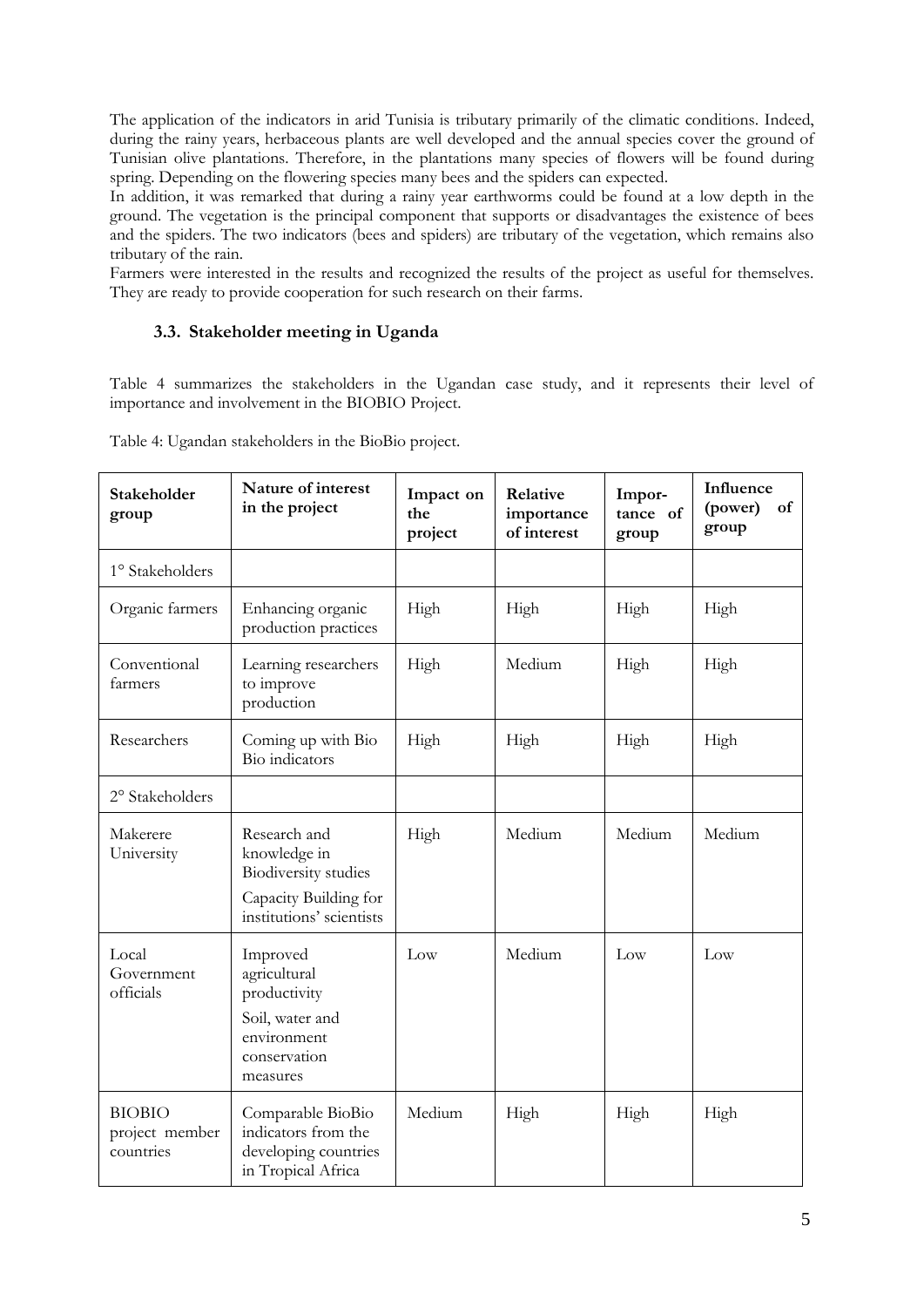The application of the indicators in arid Tunisia is tributary primarily of the climatic conditions. Indeed, during the rainy years, herbaceous plants are well developed and the annual species cover the ground of Tunisian olive plantations. Therefore, in the plantations many species of flowers will be found during spring. Depending on the flowering species many bees and the spiders can expected.

In addition, it was remarked that during a rainy year earthworms could be found at a low depth in the ground. The vegetation is the principal component that supports or disadvantages the existence of bees and the spiders. The two indicators (bees and spiders) are tributary of the vegetation, which remains also tributary of the rain.

Farmers were interested in the results and recognized the results of the project as useful for themselves. They are ready to provide cooperation for such research on their farms.

### 3.3. Stakeholder meeting in Uganda

Table 4 summarizes the stakeholders in the Ugandan case study, and it represents their level of importance and involvement in the BIOBIO Project.

Table 4: Ugandan stakeholders in the BioBio project.

| Stakeholder group | Nature of interest in the project | Impact on the project | Relative importance of interest | Impor-tance of group | Influence (power) of group |
|---|---|---|---|---|---|
| 1° Stakeholders | | | | | |
| Organic farmers | Enhancing organic production practices | High | High | High | High |
| Conventional farmers | Learning researchers to improve production | High | Medium | High | High |
| Researchers | Coming up with Bio Bio indicators | High | High | High | High |
| 2° Stakeholders | | | | | |
| Makerere University | Research and knowledge in Biodiversity studies<br>Capacity Building for institutions' scientists | High | Medium | Medium | Medium |
| Local Government officials | Improved agricultural productivity<br>Soil, water and environment conservation measures | Low | Medium | Low | Low |
| BIOBIO project member countries | Comparable BioBio indicators from the developing countries in Tropical Africa | Medium | High | High | High |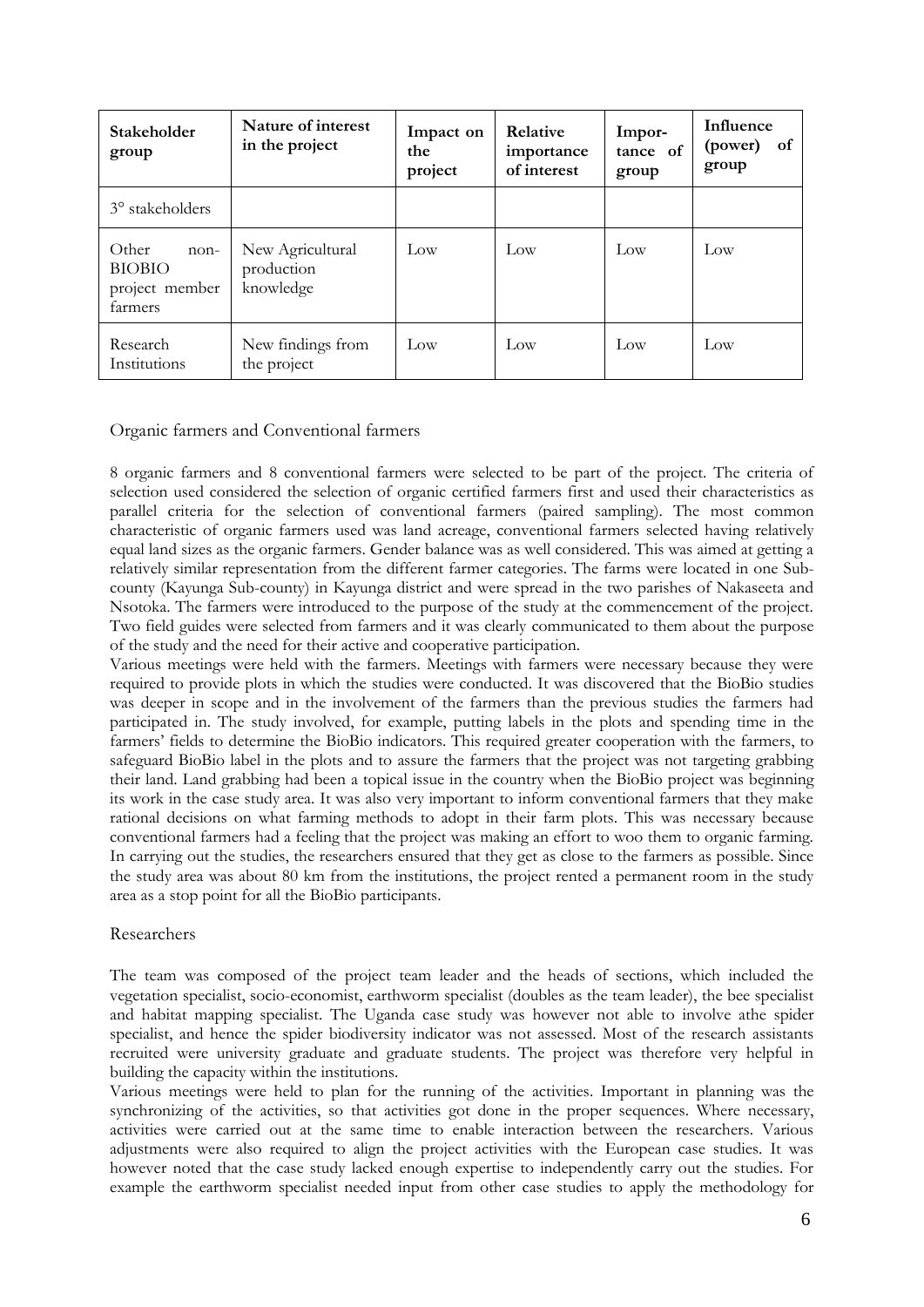| Stakeholder group | Nature of interest in the project | Impact on the project | Relative importance of interest | Importance of group | Influence (power) of group |
|---|---|---|---|---|---|
| 3° stakeholders | | | | | |
| Other non-BIOBIO project member farmers | New Agricultural production knowledge | Low | Low | Low | Low |
| Research Institutions | New findings from the project | Low | Low | Low | Low |

### Organic farmers and Conventional farmers

8 organic farmers and 8 conventional farmers were selected to be part of the project. The criteria of selection used considered the selection of organic certified farmers first and used their characteristics as parallel criteria for the selection of conventional farmers (paired sampling). The most common characteristic of organic farmers used was land acreage, conventional farmers selected having relatively equal land sizes as the organic farmers. Gender balance was as well considered. This was aimed at getting a relatively similar representation from the different farmer categories. The farms were located in one Sub-county (Kayunga Sub-county) in Kayunga district and were spread in the two parishes of Nakaseeta and Nsotoka. The farmers were introduced to the purpose of the study at the commencement of the project. Two field guides were selected from farmers and it was clearly communicated to them about the purpose of the study and the need for their active and cooperative participation.

Various meetings were held with the farmers. Meetings with farmers were necessary because they were required to provide plots in which the studies were conducted. It was discovered that the BioBio studies was deeper in scope and in the involvement of the farmers than the previous studies the farmers had participated in. The study involved, for example, putting labels in the plots and spending time in the farmers' fields to determine the BioBio indicators. This required greater cooperation with the farmers, to safeguard BioBio label in the plots and to assure the farmers that the project was not targeting grabbing their land. Land grabbing had been a topical issue in the country when the BioBio project was beginning its work in the case study area. It was also very important to inform conventional farmers that they make rational decisions on what farming methods to adopt in their farm plots. This was necessary because conventional farmers had a feeling that the project was making an effort to woo them to organic farming. In carrying out the studies, the researchers ensured that they get as close to the farmers as possible. Since the study area was about 80 km from the institutions, the project rented a permanent room in the study area as a stop point for all the BioBio participants.

### Researchers

The team was composed of the project team leader and the heads of sections, which included the vegetation specialist, socio-economist, earthworm specialist (doubles as the team leader), the bee specialist and habitat mapping specialist. The Uganda case study was however not able to involve athe spider specialist, and hence the spider biodiversity indicator was not assessed. Most of the research assistants recruited were university graduate and graduate students. The project was therefore very helpful in building the capacity within the institutions.

Various meetings were held to plan for the running of the activities. Important in planning was the synchronizing of the activities, so that activities got done in the proper sequences. Where necessary, activities were carried out at the same time to enable interaction between the researchers. Various adjustments were also required to align the project activities with the European case studies. It was however noted that the case study lacked enough expertise to independently carry out the studies. For example the earthworm specialist needed input from other case studies to apply the methodology for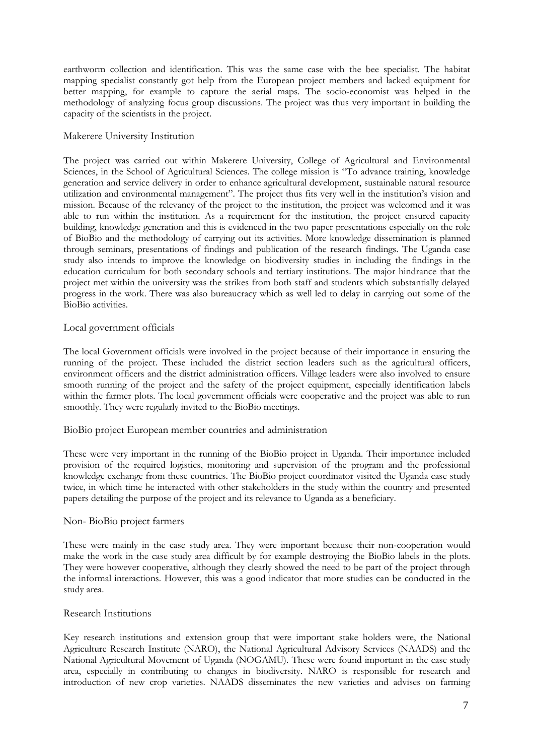earthworm collection and identification. This was the same case with the bee specialist. The habitat mapping specialist constantly got help from the European project members and lacked equipment for better mapping, for example to capture the aerial maps. The socio-economist was helped in the methodology of analyzing focus group discussions. The project was thus very important in building the capacity of the scientists in the project.

### Makerere University Institution

The project was carried out within Makerere University, College of Agricultural and Environmental Sciences, in the School of Agricultural Sciences. The college mission is "To advance training, knowledge generation and service delivery in order to enhance agricultural development, sustainable natural resource utilization and environmental management". The project thus fits very well in the institution's vision and mission. Because of the relevancy of the project to the institution, the project was welcomed and it was able to run within the institution. As a requirement for the institution, the project ensured capacity building, knowledge generation and this is evidenced in the two paper presentations especially on the role of BioBio and the methodology of carrying out its activities. More knowledge dissemination is planned through seminars, presentations of findings and publication of the research findings. The Uganda case study also intends to improve the knowledge on biodiversity studies in including the findings in the education curriculum for both secondary schools and tertiary institutions. The major hindrance that the project met within the university was the strikes from both staff and students which substantially delayed progress in the work. There was also bureaucracy which as well led to delay in carrying out some of the BioBio activities.

### Local government officials

The local Government officials were involved in the project because of their importance in ensuring the running of the project. These included the district section leaders such as the agricultural officers, environment officers and the district administration officers. Village leaders were also involved to ensure smooth running of the project and the safety of the project equipment, especially identification labels within the farmer plots. The local government officials were cooperative and the project was able to run smoothly. They were regularly invited to the BioBio meetings.

### BioBio project European member countries and administration

These were very important in the running of the BioBio project in Uganda. Their importance included provision of the required logistics, monitoring and supervision of the program and the professional knowledge exchange from these countries. The BioBio project coordinator visited the Uganda case study twice, in which time he interacted with other stakeholders in the study within the country and presented papers detailing the purpose of the project and its relevance to Uganda as a beneficiary.

### Non- BioBio project farmers

These were mainly in the case study area. They were important because their non-cooperation would make the work in the case study area difficult by for example destroying the BioBio labels in the plots. They were however cooperative, although they clearly showed the need to be part of the project through the informal interactions. However, this was a good indicator that more studies can be conducted in the study area.

### Research Institutions

Key research institutions and extension group that were important stake holders were, the National Agriculture Research Institute (NARO), the National Agricultural Advisory Services (NAADS) and the National Agricultural Movement of Uganda (NOGAMU). These were found important in the case study area, especially in contributing to changes in biodiversity. NARO is responsible for research and introduction of new crop varieties. NAADS disseminates the new varieties and advises on farming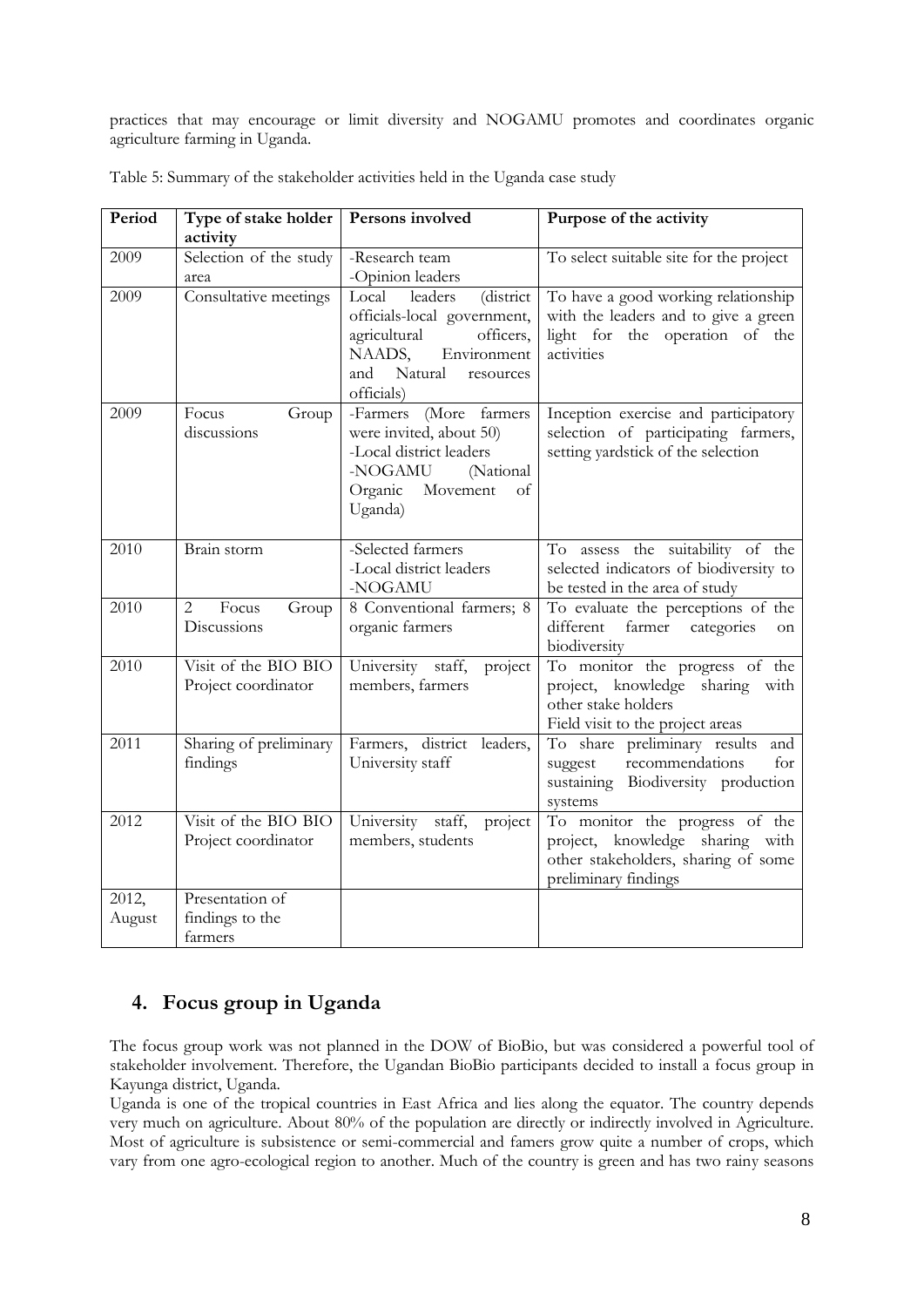practices that may encourage or limit diversity and NOGAMU promotes and coordinates organic agriculture farming in Uganda.

Table 5: Summary of the stakeholder activities held in the Uganda case study

| Period | Type of stake holder activity | Persons involved | Purpose of the activity |
|---|---|---|---|
| 2009 | Selection of the study area | -Research team<br>-Opinion leaders | To select suitable site for the project |
| 2009 | Consultative meetings | Local leaders (district officials-local government, agricultural officers, NAADS, Environment and Natural resources officials) | To have a good working relationship with the leaders and to give a green light for the operation of the activities |
| 2009 | Focus Group discussions | -Farmers (More farmers were invited, about 50)<br>-Local district leaders<br>-NOGAMU (National Organic Movement of Uganda) | Inception exercise and participatory selection of participating farmers, setting yardstick of the selection |
| 2010 | Brain storm | -Selected farmers<br>-Local district leaders<br>-NOGAMU | To assess the suitability of the selected indicators of biodiversity to be tested in the area of study |
| 2010 | 2 Focus Group Discussions | 8 Conventional farmers; 8 organic farmers | To evaluate the perceptions of the different farmer categories on biodiversity |
| 2010 | Visit of the BIO BIO Project coordinator | University staff, project members, farmers | To monitor the progress of the project, knowledge sharing with other stake holders<br>Field visit to the project areas |
| 2011 | Sharing of preliminary findings | Farmers, district leaders, University staff | To share preliminary results and suggest recommendations for sustaining Biodiversity production systems |
| 2012 | Visit of the BIO BIO Project coordinator | University staff, project members, students | To monitor the progress of the project, knowledge sharing with other stakeholders, sharing of some preliminary findings |
| 2012, August | Presentation of findings to the farmers | | |

## 4. Focus group in Uganda

The focus group work was not planned in the DOW of BioBio, but was considered a powerful tool of stakeholder involvement. Therefore, the Ugandan BioBio participants decided to install a focus group in Kayunga district, Uganda.

Uganda is one of the tropical countries in East Africa and lies along the equator. The country depends very much on agriculture. About 80% of the population are directly or indirectly involved in Agriculture. Most of agriculture is subsistence or semi-commercial and famers grow quite a number of crops, which vary from one agro-ecological region to another. Much of the country is green and has two rainy seasons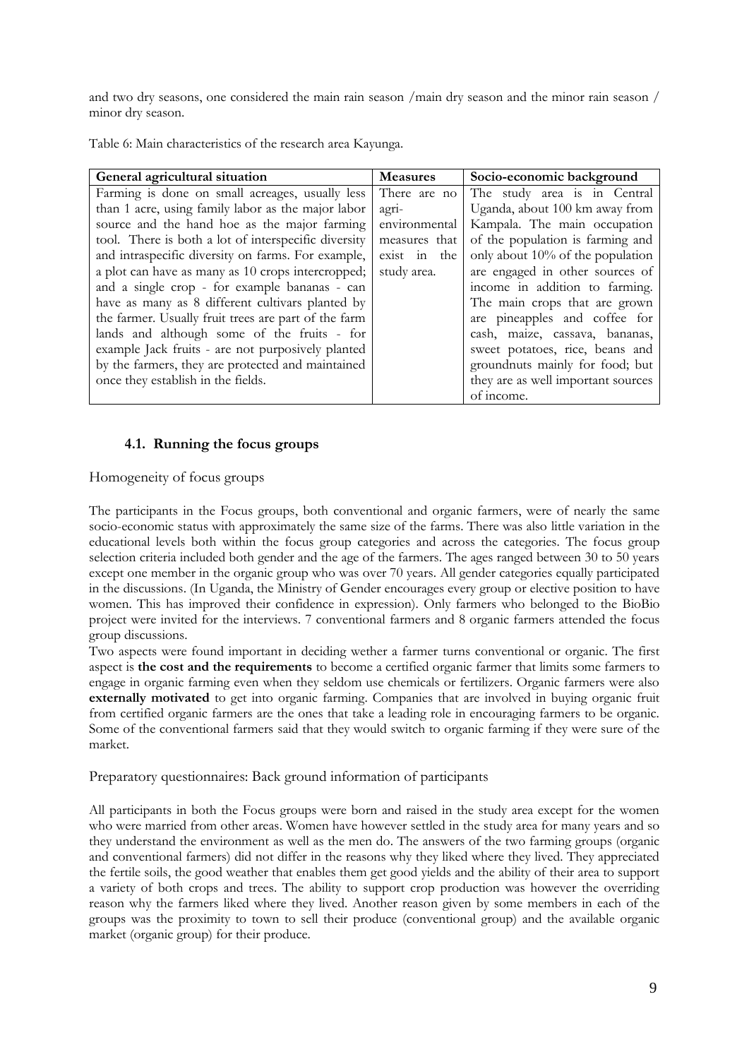and two dry seasons, one considered the main rain season /main dry season and the minor rain season / minor dry season.

Table 6: Main characteristics of the research area Kayunga.

| General agricultural situation | Measures | Socio-economic background |
|---|---|---|
| Farming is done on small acreages, usually less than 1 acre, using family labor as the major labor source and the hand hoe as the major farming tool. There is both a lot of interspecific diversity and intraspecific diversity on farms. For example, a plot can have as many as 10 crops intercropped; and a single crop - for example bananas - can have as many as 8 different cultivars planted by the farmer. Usually fruit trees are part of the farm lands and although some of the fruits - for example Jack fruits - are not purposively planted by the farmers, they are protected and maintained once they establish in the fields. | There are no agri-environmental measures that exist in the study area. | The study area is in Central Uganda, about 100 km away from Kampala. The main occupation of the population is farming and only about 10% of the population are engaged in other sources of income in addition to farming. The main crops that are grown are pineapples and coffee for cash, maize, cassava, bananas, sweet potatoes, rice, beans and groundnuts mainly for food; but they are as well important sources of income. |

## 4.1. Running the focus groups

### Homogeneity of focus groups

The participants in the Focus groups, both conventional and organic farmers, were of nearly the same socio-economic status with approximately the same size of the farms. There was also little variation in the educational levels both within the focus group categories and across the categories. The focus group selection criteria included both gender and the age of the farmers. The ages ranged between 30 to 50 years except one member in the organic group who was over 70 years. All gender categories equally participated in the discussions. (In Uganda, the Ministry of Gender encourages every group or elective position to have women. This has improved their confidence in expression). Only farmers who belonged to the BioBio project were invited for the interviews. 7 conventional farmers and 8 organic farmers attended the focus group discussions.

Two aspects were found important in deciding wether a farmer turns conventional or organic. The first aspect is **the cost and the requirements** to become a certified organic farmer that limits some farmers to engage in organic farming even when they seldom use chemicals or fertilizers. Organic farmers were also **externally motivated** to get into organic farming. Companies that are involved in buying organic fruit from certified organic farmers are the ones that take a leading role in encouraging farmers to be organic. Some of the conventional farmers said that they would switch to organic farming if they were sure of the market.

### Preparatory questionnaires: Back ground information of participants

All participants in both the Focus groups were born and raised in the study area except for the women who were married from other areas. Women have however settled in the study area for many years and so they understand the environment as well as the men do. The answers of the two farming groups (organic and conventional farmers) did not differ in the reasons why they liked where they lived. They appreciated the fertile soils, the good weather that enables them get good yields and the ability of their area to support a variety of both crops and trees. The ability to support crop production was however the overriding reason why the farmers liked where they lived. Another reason given by some members in each of the groups was the proximity to town to sell their produce (conventional group) and the available organic market (organic group) for their produce.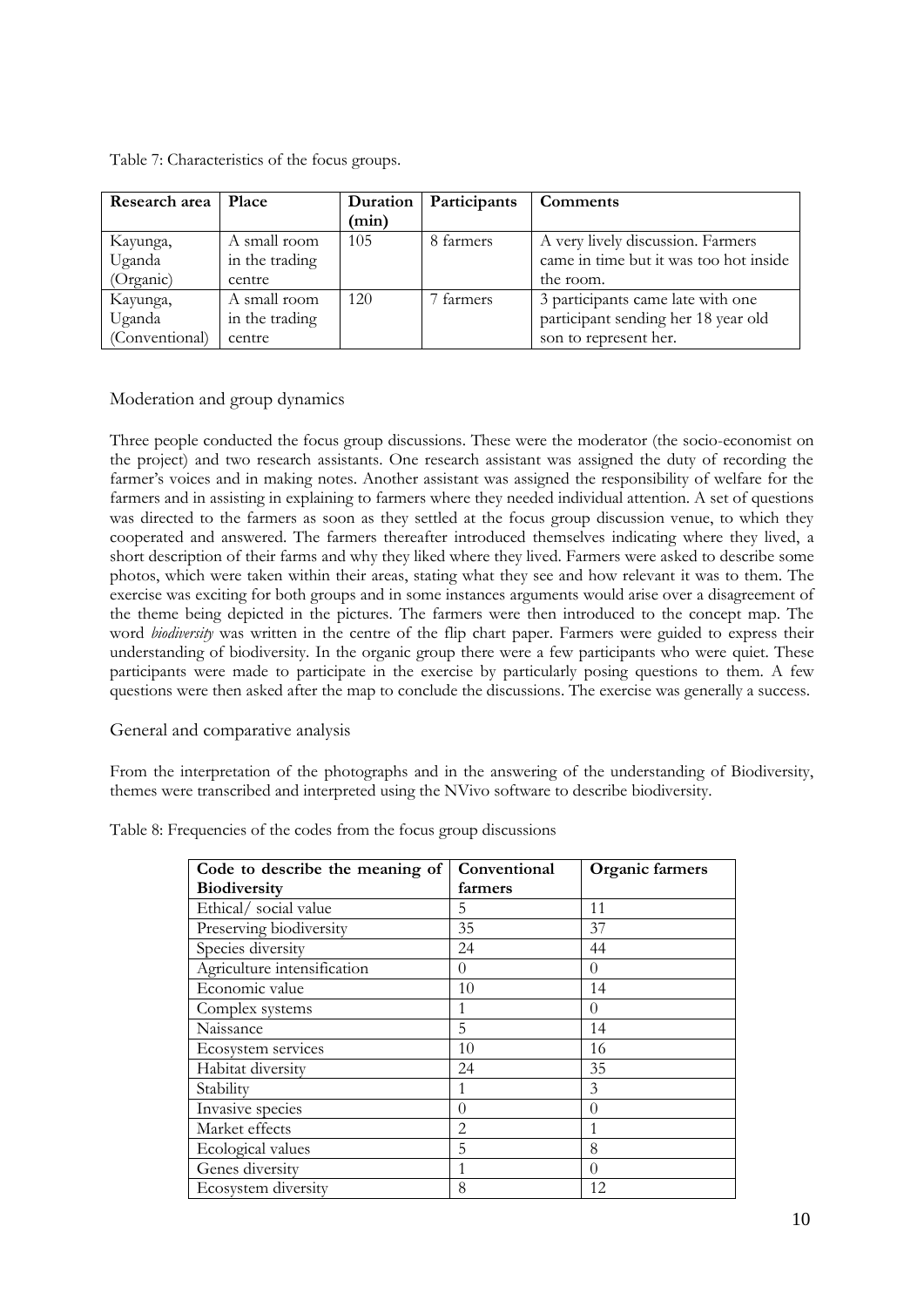Table 7: Characteristics of the focus groups.

| Research area | Place | Duration (min) | Participants | Comments |
|---|---|---|---|---|
| Kayunga, Uganda (Organic) | A small room in the trading centre | 105 | 8 farmers | A very lively discussion. Farmers came in time but it was too hot inside the room. |
| Kayunga, Uganda (Conventional) | A small room in the trading centre | 120 | 7 farmers | 3 participants came late with one participant sending her 18 year old son to represent her. |

## Moderation and group dynamics

Three people conducted the focus group discussions. These were the moderator (the socio-economist on the project) and two research assistants. One research assistant was assigned the duty of recording the farmer's voices and in making notes. Another assistant was assigned the responsibility of welfare for the farmers and in assisting in explaining to farmers where they needed individual attention. A set of questions was directed to the farmers as soon as they settled at the focus group discussion venue, to which they cooperated and answered. The farmers thereafter introduced themselves indicating where they lived, a short description of their farms and why they liked where they lived. Farmers were asked to describe some photos, which were taken within their areas, stating what they see and how relevant it was to them. The exercise was exciting for both groups and in some instances arguments would arise over a disagreement of the theme being depicted in the pictures. The farmers were then introduced to the concept map. The word *biodiversity* was written in the centre of the flip chart paper. Farmers were guided to express their understanding of biodiversity. In the organic group there were a few participants who were quiet. These participants were made to participate in the exercise by particularly posing questions to them. A few questions were then asked after the map to conclude the discussions. The exercise was generally a success.

## General and comparative analysis

From the interpretation of the photographs and in the answering of the understanding of Biodiversity, themes were transcribed and interpreted using the NVivo software to describe biodiversity.

Table 8: Frequencies of the codes from the focus group discussions

| Code to describe the meaning of Biodiversity | Conventional farmers | Organic farmers |
|---|---|---|
| Ethical/ social value | 5 | 11 |
| Preserving biodiversity | 35 | 37 |
| Species diversity | 24 | 44 |
| Agriculture intensification | 0 | 0 |
| Economic value | 10 | 14 |
| Complex systems | 1 | 0 |
| Naissance | 5 | 14 |
| Ecosystem services | 10 | 16 |
| Habitat diversity | 24 | 35 |
| Stability | 1 | 3 |
| Invasive species | 0 | 0 |
| Market effects | 2 | 1 |
| Ecological values | 5 | 8 |
| Genes diversity | 1 | 0 |
| Ecosystem diversity | 8 | 12 |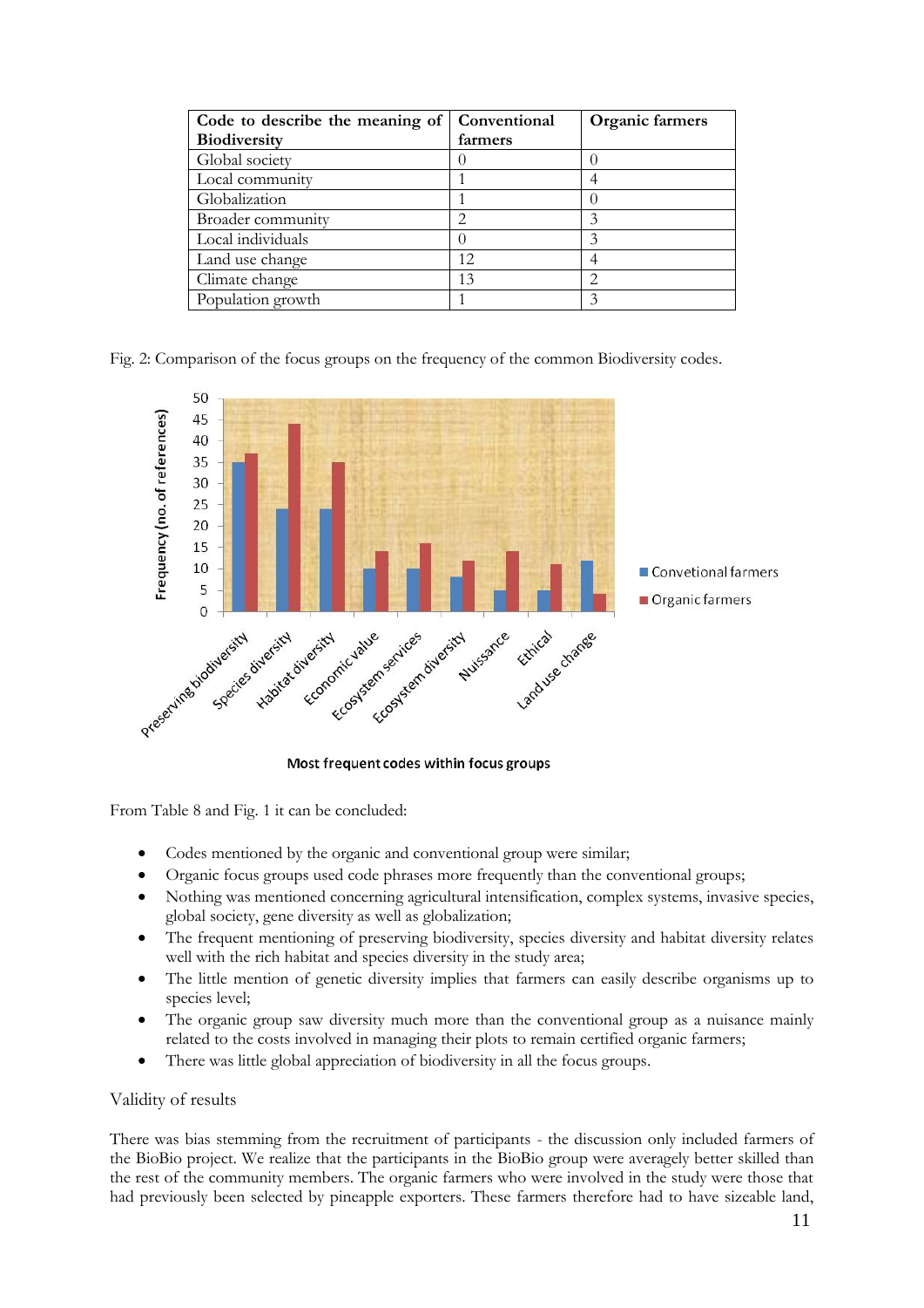| Code to describe the meaning of Biodiversity | Conventional farmers | Organic farmers |
|---|---|---|
| Global society | 0 | 0 |
| Local community | 1 | 4 |
| Globalization | 1 | 0 |
| Broader community | 2 | 3 |
| Local individuals | 0 | 3 |
| Land use change | 12 | 4 |
| Climate change | 13 | 2 |
| Population growth | 1 | 3 |

Fig. 2: Comparison of the focus groups on the frequency of the common Biodiversity codes.

Frequency (no. of references)

50
45
40
35
30
25
20
15
10
5
0

Preserving biodiversity
Species diversity
Habitat diversity
Economic value
Ecosystem services
Ecosystem diversity
Nuissance
Ethical
Land use change

Convetional farmers
Organic farmers

Most frequent codes within focus groups

From Table 8 and Fig. 1 it can be concluded:

- Codes mentioned by the organic and conventional group were similar;
- Organic focus groups used code phrases more frequently than the conventional groups;
- Nothing was mentioned concerning agricultural intensification, complex systems, invasive species, global society, gene diversity as well as globalization;
- The frequent mentioning of preserving biodiversity, species diversity and habitat diversity relates well with the rich habitat and species diversity in the study area;
- The little mention of genetic diversity implies that farmers can easily describe organisms up to species level;
- The organic group saw diversity much more than the conventional group as a nuisance mainly related to the costs involved in managing their plots to remain certified organic farmers;
- There was little global appreciation of biodiversity in all the focus groups.

Validity of results

There was bias stemming from the recruitment of participants - the discussion only included farmers of the BioBio project. We realize that the participants in the BioBio group were averagely better skilled than the rest of the community members. The organic farmers who were involved in the study were those that had previously been selected by pineapple exporters. These farmers therefore had to have sizeable land,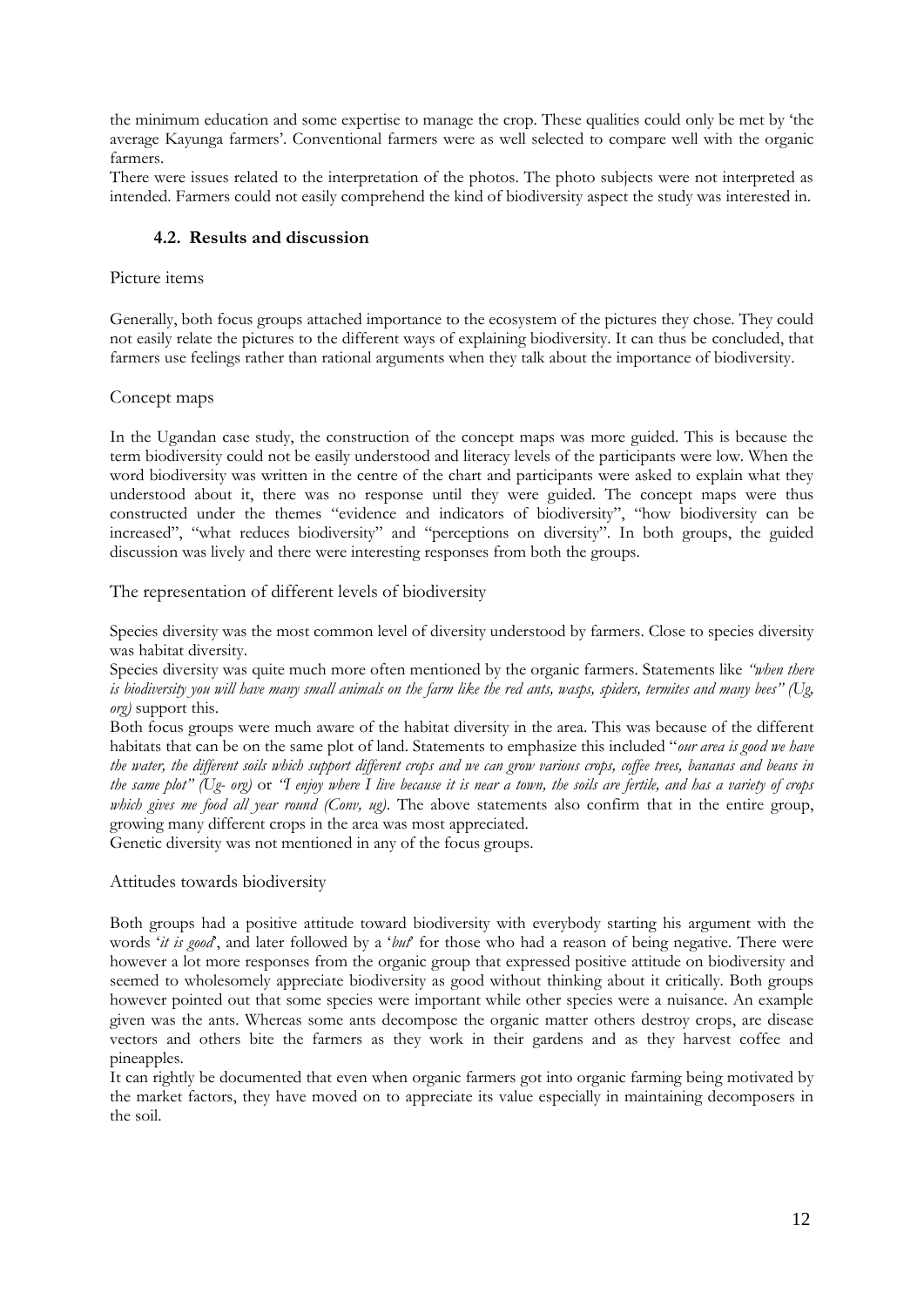the minimum education and some expertise to manage the crop. These qualities could only be met by 'the average Kayunga farmers'. Conventional farmers were as well selected to compare well with the organic farmers.

There were issues related to the interpretation of the photos. The photo subjects were not interpreted as intended. Farmers could not easily comprehend the kind of biodiversity aspect the study was interested in.

### 4.2. Results and discussion

#### Picture items

Generally, both focus groups attached importance to the ecosystem of the pictures they chose. They could not easily relate the pictures to the different ways of explaining biodiversity. It can thus be concluded, that farmers use feelings rather than rational arguments when they talk about the importance of biodiversity.

#### Concept maps

In the Ugandan case study, the construction of the concept maps was more guided. This is because the term biodiversity could not be easily understood and literacy levels of the participants were low. When the word biodiversity was written in the centre of the chart and participants were asked to explain what they understood about it, there was no response until they were guided. The concept maps were thus constructed under the themes "evidence and indicators of biodiversity", "how biodiversity can be increased", "what reduces biodiversity" and "perceptions on diversity". In both groups, the guided discussion was lively and there were interesting responses from both the groups.

#### The representation of different levels of biodiversity

Species diversity was the most common level of diversity understood by farmers. Close to species diversity was habitat diversity.

Species diversity was quite much more often mentioned by the organic farmers. Statements like *"when there is biodiversity you will have many small animals on the farm like the red ants, wasps, spiders, termites and many bees" (Ug, org)* support this.

Both focus groups were much aware of the habitat diversity in the area. This was because of the different habitats that can be on the same plot of land. Statements to emphasize this included "*our area is good we have the water, the different soils which support different crops and we can grow various crops, coffee trees, bananas and beans in the same plot" (Ug- org)* or *"I enjoy where I live because it is near a town, the soils are fertile, and has a variety of crops which gives me food all year round (Conv, ug)*. The above statements also confirm that in the entire group, growing many different crops in the area was most appreciated.

Genetic diversity was not mentioned in any of the focus groups.

#### Attitudes towards biodiversity

Both groups had a positive attitude toward biodiversity with everybody starting his argument with the words '*it is good*', and later followed by a '*but*' for those who had a reason of being negative. There were however a lot more responses from the organic group that expressed positive attitude on biodiversity and seemed to wholesomely appreciate biodiversity as good without thinking about it critically. Both groups however pointed out that some species were important while other species were a nuisance. An example given was the ants. Whereas some ants decompose the organic matter others destroy crops, are disease vectors and others bite the farmers as they work in their gardens and as they harvest coffee and pineapples.

It can rightly be documented that even when organic farmers got into organic farming being motivated by the market factors, they have moved on to appreciate its value especially in maintaining decomposers in the soil.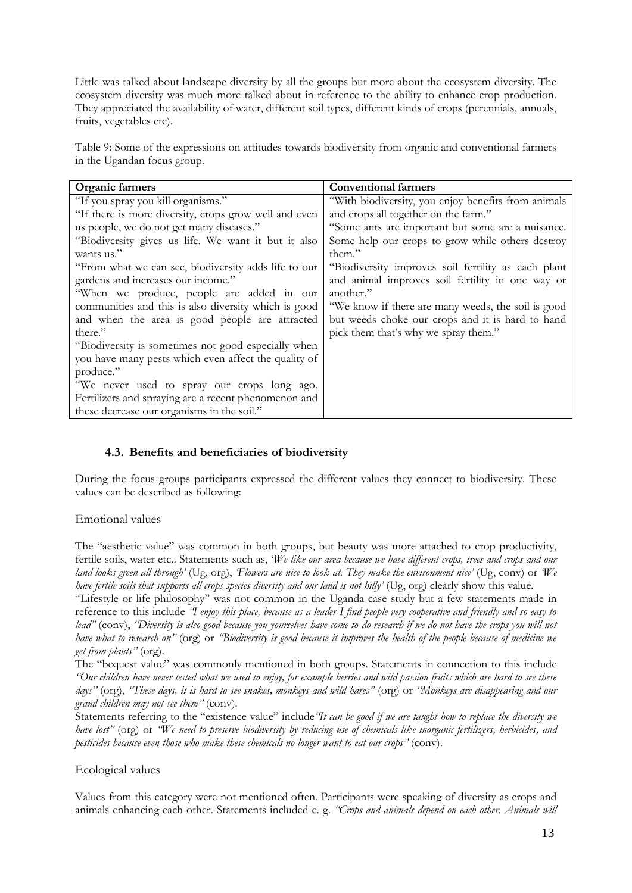Little was talked about landscape diversity by all the groups but more about the ecosystem diversity. The ecosystem diversity was much more talked about in reference to the ability to enhance crop production. They appreciated the availability of water, different soil types, different kinds of crops (perennials, annuals, fruits, vegetables etc).

Table 9: Some of the expressions on attitudes towards biodiversity from organic and conventional farmers in the Ugandan focus group.

| Organic farmers | Conventional farmers |
|---|---|
| "If you spray you kill organisms."<br>"If there is more diversity, crops grow well and even us people, we do not get many diseases."<br>"Biodiversity gives us life. We want it but it also wants us."<br>"From what we can see, biodiversity adds life to our gardens and increases our income."<br>"When we produce, people are added in our communities and this is also diversity which is good and when the area is good people are attracted there."<br>"Biodiversity is sometimes not good especially when you have many pests which even affect the quality of produce."<br>"We never used to spray our crops long ago. Fertilizers and spraying are a recent phenomenon and these decrease our organisms in the soil." | "With biodiversity, you enjoy benefits from animals and crops all together on the farm."<br>"Some ants are important but some are a nuisance. Some help our crops to grow while others destroy them."<br>"Biodiversity improves soil fertility as each plant and animal improves soil fertility in one way or another."<br>"We know if there are many weeds, the soil is good but weeds choke our crops and it is hard to hand pick them that's why we spray them." |

### 4.3. Benefits and beneficiaries of biodiversity

During the focus groups participants expressed the different values they connect to biodiversity. These values can be described as following:

#### Emotional values

The "aesthetic value" was common in both groups, but beauty was more attached to crop productivity, fertile soils, water etc.. Statements such as, '*We like our area because we have different crops, trees and crops and our land looks green all through*' (Ug, org), *'Flowers are nice to look at. They make the environment nice'* (Ug, conv) or *'We have fertile soils that supports all crops species diversity and our land is not hilly'* (Ug, org) clearly show this value.

"Lifestyle or life philosophy" was not common in the Uganda case study but a few statements made in reference to this include *"I enjoy this place, because as a leader I find people very cooperative and friendly and so easy to lead"* (conv), *"Diversity is also good because you yourselves have come to do research if we do not have the crops you will not have what to research on"* (org) or *"Biodiversity is good because it improves the health of the people because of medicine we get from plants"* (org).

The "bequest value" was commonly mentioned in both groups. Statements in connection to this include *"Our children have never tested what we used to enjoy, for example berries and wild passion fruits which are hard to see these days"* (org), *"These days, it is hard to see snakes, monkeys and wild hares"* (org) or *"Monkeys are disappearing and our grand children may not see them"* (conv).

Statements referring to the "existence value" include *"It can be good if we are taught how to replace the diversity we have lost"* (org) or *"We need to preserve biodiversity by reducing use of chemicals like inorganic fertilizers, herbicides, and pesticides because even those who make these chemicals no longer want to eat our crops"* (conv).

#### Ecological values

Values from this category were not mentioned often. Participants were speaking of diversity as crops and animals enhancing each other. Statements included e. g. *"Crops and animals depend on each other. Animals will*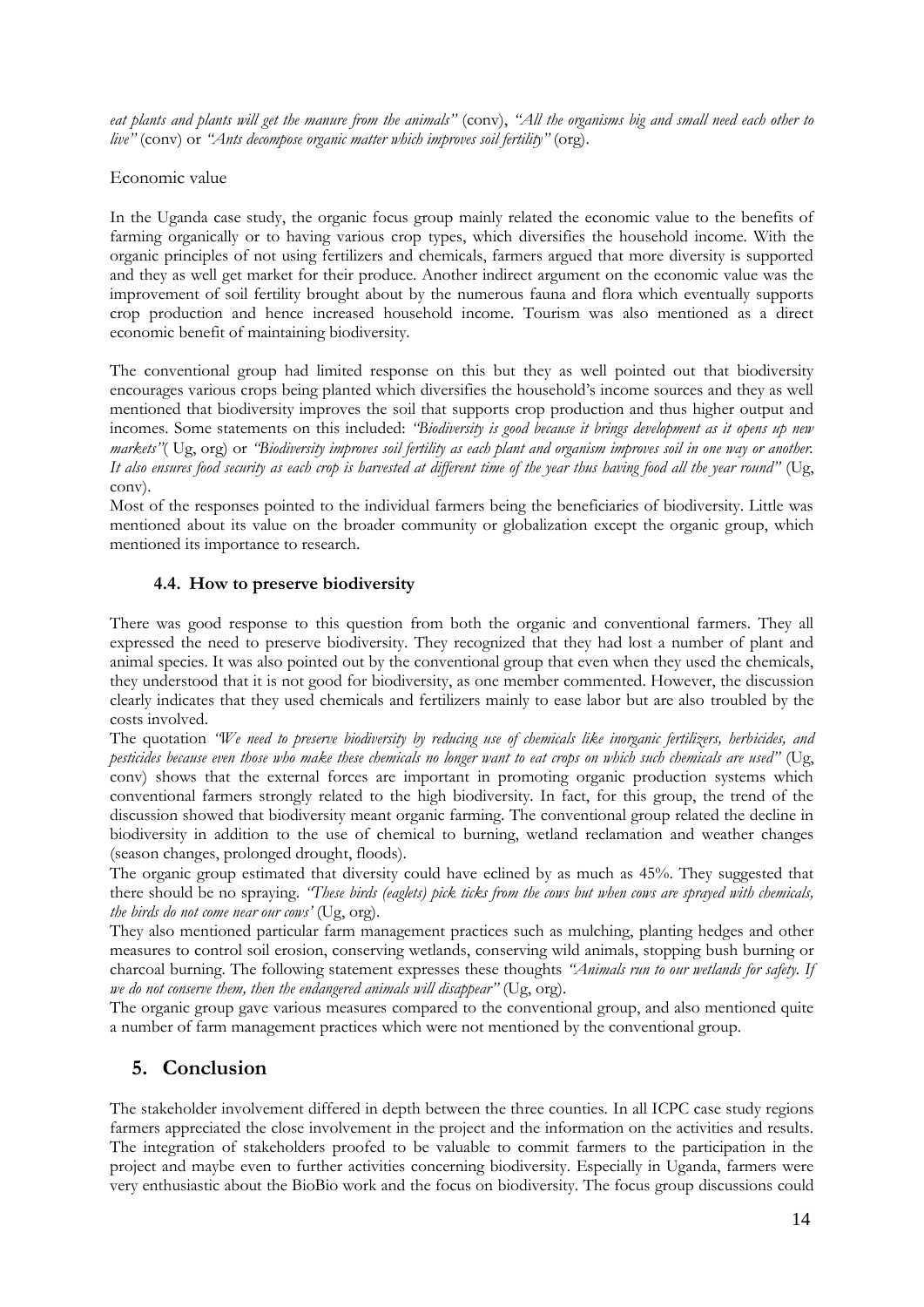*eat plants and plants will get the manure from the animals"* (conv), *"All the organisms big and small need each other to live"* (conv) or *"Ants decompose organic matter which improves soil fertility"* (org).

Economic value

In the Uganda case study, the organic focus group mainly related the economic value to the benefits of farming organically or to having various crop types, which diversifies the household income. With the organic principles of not using fertilizers and chemicals, farmers argued that more diversity is supported and they as well get market for their produce. Another indirect argument on the economic value was the improvement of soil fertility brought about by the numerous fauna and flora which eventually supports crop production and hence increased household income. Tourism was also mentioned as a direct economic benefit of maintaining biodiversity.

The conventional group had limited response on this but they as well pointed out that biodiversity encourages various crops being planted which diversifies the household's income sources and they as well mentioned that biodiversity improves the soil that supports crop production and thus higher output and incomes. Some statements on this included: *"Biodiversity is good because it brings development as it opens up new markets"*( Ug, org) or *"Biodiversity improves soil fertility as each plant and organism improves soil in one way or another. It also ensures food security as each crop is harvested at different time of the year thus having food all the year round"* (Ug, conv).

Most of the responses pointed to the individual farmers being the beneficiaries of biodiversity. Little was mentioned about its value on the broader community or globalization except the organic group, which mentioned its importance to research.

### 4.4. How to preserve biodiversity

There was good response to this question from both the organic and conventional farmers. They all expressed the need to preserve biodiversity. They recognized that they had lost a number of plant and animal species. It was also pointed out by the conventional group that even when they used the chemicals, they understood that it is not good for biodiversity, as one member commented. However, the discussion clearly indicates that they used chemicals and fertilizers mainly to ease labor but are also troubled by the costs involved.

The quotation *"We need to preserve biodiversity by reducing use of chemicals like inorganic fertilizers, herbicides, and pesticides because even those who make these chemicals no longer want to eat crops on which such chemicals are used"* (Ug, conv) shows that the external forces are important in promoting organic production systems which conventional farmers strongly related to the high biodiversity. In fact, for this group, the trend of the discussion showed that biodiversity meant organic farming. The conventional group related the decline in biodiversity in addition to the use of chemical to burning, wetland reclamation and weather changes (season changes, prolonged drought, floods).

The organic group estimated that diversity could have eclined by as much as 45%. They suggested that there should be no spraying. *"These birds (eaglets) pick ticks from the cows but when cows are sprayed with chemicals, the birds do not come near our cows'* (Ug, org).

They also mentioned particular farm management practices such as mulching, planting hedges and other measures to control soil erosion, conserving wetlands, conserving wild animals, stopping bush burning or charcoal burning. The following statement expresses these thoughts *"Animals run to our wetlands for safety. If we do not conserve them, then the endangered animals will disappear"* (Ug, org).

The organic group gave various measures compared to the conventional group, and also mentioned quite a number of farm management practices which were not mentioned by the conventional group.

## 5. Conclusion

The stakeholder involvement differed in depth between the three counties. In all ICPC case study regions farmers appreciated the close involvement in the project and the information on the activities and results. The integration of stakeholders proofed to be valuable to commit farmers to the participation in the project and maybe even to further activities concerning biodiversity. Especially in Uganda, farmers were very enthusiastic about the BioBio work and the focus on biodiversity. The focus group discussions could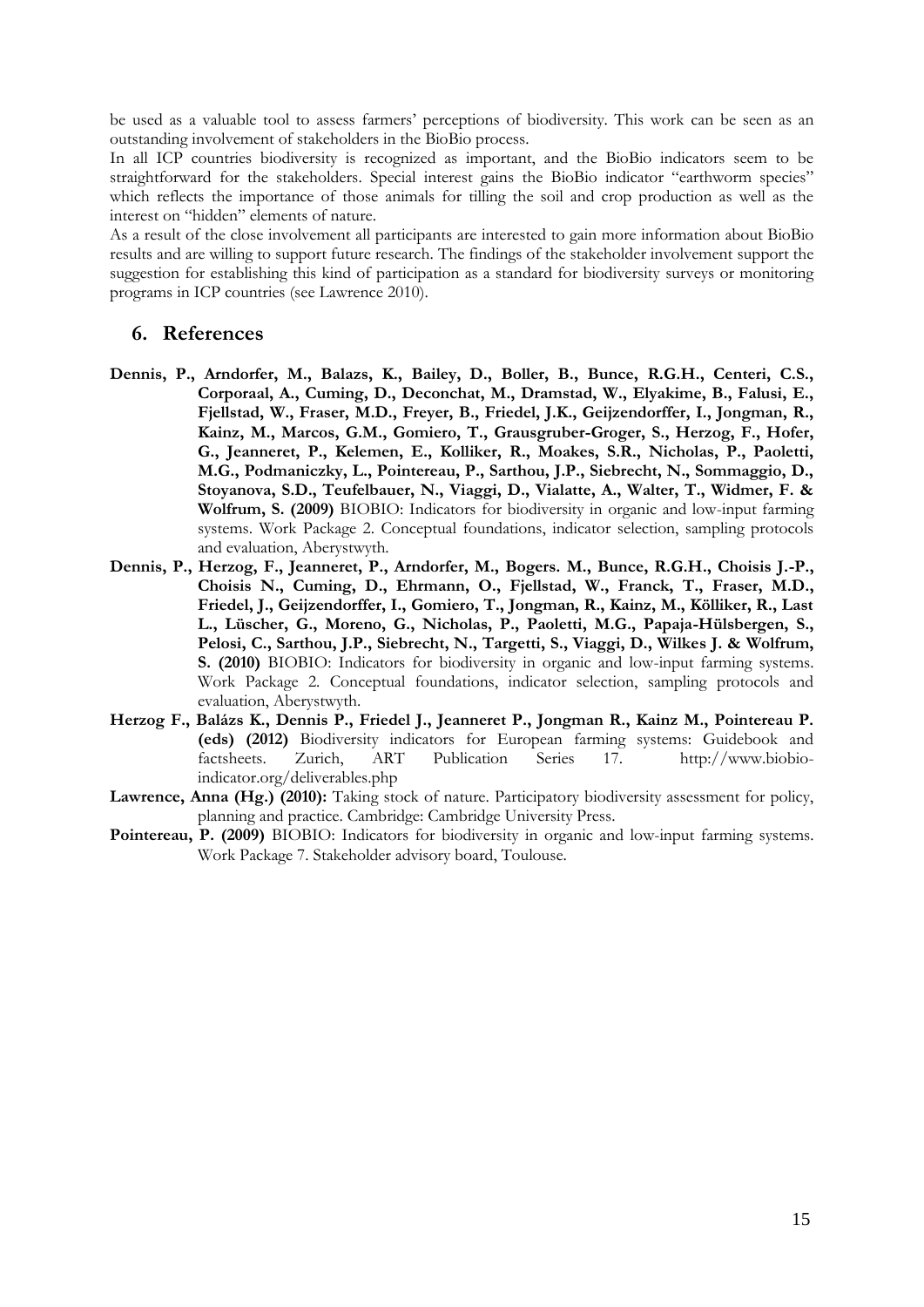be used as a valuable tool to assess farmers' perceptions of biodiversity. This work can be seen as an outstanding involvement of stakeholders in the BioBio process.

In all ICP countries biodiversity is recognized as important, and the BioBio indicators seem to be straightforward for the stakeholders. Special interest gains the BioBio indicator "earthworm species" which reflects the importance of those animals for tilling the soil and crop production as well as the interest on "hidden" elements of nature.

As a result of the close involvement all participants are interested to gain more information about BioBio results and are willing to support future research. The findings of the stakeholder involvement support the suggestion for establishing this kind of participation as a standard for biodiversity surveys or monitoring programs in ICP countries (see Lawrence 2010).

## 6. References

**Dennis, P., Arndorfer, M., Balazs, K., Bailey, D., Boller, B., Bunce, R.G.H., Centeri, C.S., Corporaal, A., Cuming, D., Deconchat, M., Dramstad, W., Elyakime, B., Falusi, E., Fjellstad, W., Fraser, M.D., Freyer, B., Friedel, J.K., Geijzendorffer, I., Jongman, R., Kainz, M., Marcos, G.M., Gomiero, T., Grausgruber-Groger, S., Herzog, F., Hofer, G., Jeanneret, P., Kelemen, E., Kolliker, R., Moakes, S.R., Nicholas, P., Paoletti, M.G., Podmaniczky, L., Pointereau, P., Sarthou, J.P., Siebrecht, N., Sommaggio, D., Stoyanova, S.D., Teufelbauer, N., Viaggi, D., Vialatte, A., Walter, T., Widmer, F. & Wolfrum, S. (2009)** BIOBIO: Indicators for biodiversity in organic and low-input farming systems. Work Package 2. Conceptual foundations, indicator selection, sampling protocols and evaluation, Aberystwyth.

**Dennis, P., Herzog, F., Jeanneret, P., Arndorfer, M., Bogers. M., Bunce, R.G.H., Choisis J.-P., Choisis N., Cuming, D., Ehrmann, O., Fjellstad, W., Franck, T., Fraser, M.D., Friedel, J., Geijzendorffer, I., Gomiero, T., Jongman, R., Kainz, M., Kölliker, R., Last L., Lüscher, G., Moreno, G., Nicholas, P., Paoletti, M.G., Papaja-Hülsbergen, S., Pelosi, C., Sarthou, J.P., Siebrecht, N., Targetti, S., Viaggi, D., Wilkes J. & Wolfrum, S. (2010)** BIOBIO: Indicators for biodiversity in organic and low-input farming systems. Work Package 2. Conceptual foundations, indicator selection, sampling protocols and evaluation, Aberystwyth.

**Herzog F., Balázs K., Dennis P., Friedel J., Jeanneret P., Jongman R., Kainz M., Pointereau P. (eds) (2012)** Biodiversity indicators for European farming systems: Guidebook and factsheets. Zurich, ART Publication Series 17. http://www.biobio-indicator.org/deliverables.php

**Lawrence, Anna (Hg.) (2010):** Taking stock of nature. Participatory biodiversity assessment for policy, planning and practice. Cambridge: Cambridge University Press.

**Pointereau, P. (2009)** BIOBIO: Indicators for biodiversity in organic and low-input farming systems. Work Package 7. Stakeholder advisory board, Toulouse.